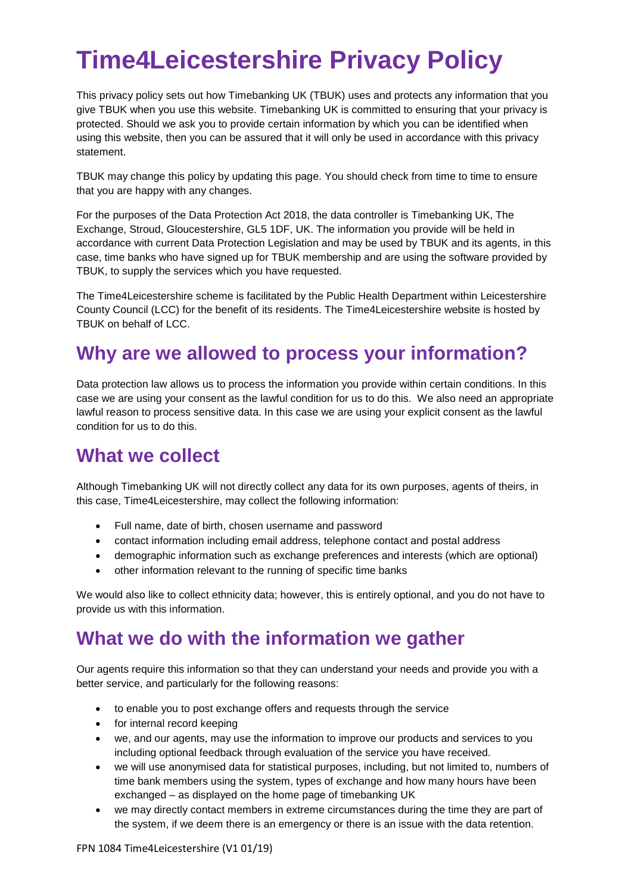# Time4Leicestershire Privacy Policy

This privacy policy sets out how Timebanking UK (TBUK) uses and protects any information that you give TBUK when you use this website. Timebanking UK is committed to ensuring that your privacy is protected. Should we ask you to provide certain information by which you can be identified when using this website, then you can be assured that it will only be used in accordance with this privacy statement.

TBUK may change this policy by updating this page. You should check from time to time to ensure that you are happy with any changes.

For the purposes of the Data Protection Act 2018, the data controller is Timebanking UK, The Exchange, Stroud, Gloucestershire, GL5 1DF, UK. The information you provide will be held in accordance with current Data Protection Legislation and may be used by TBUK and its agents, in this case, time banks who have signed up for TBUK membership and are using the software provided by TBUK, to supply the services which you have requested.

The Time4Leicestershire scheme is facilitated by the Public Health Department within Leicestershire County Council (LCC) for the benefit of its residents. The Time4Leicestershire website is hosted by TBUK on behalf of LCC.

## Why are we allowed to process your information?

Data protection law allows us to process the information you provide within certain conditions. In this case we are using your consent as the lawful condition for us to do this. We also need an appropriate lawful reason to process sensitive data. In this case we are using your explicit consent as the lawful condition for us to do this.

## What we collect

Although Timebanking UK will not directly collect any data for its own purposes, agents of theirs, in this case, Time4Leicestershire, may collect the following information:

- Full name, date of birth, chosen username and password
- contact information including email address, telephone contact and postal address
- demographic information such as exchange preferences and interests (which are optional)
- other information relevant to the running of specific time banks

We would also like to collect ethnicity data; however, this is entirely optional, and you do not have to provide us with this information.

## What we do with the information we gather

Our agents require this information so that they can understand your needs and provide you with a better service, and particularly for the following reasons:

- to enable you to post exchange offers and requests through the service
- for internal record keeping
- we, and our agents, may use the information to improve our products and services to you including optional feedback through evaluation of the service you have received.
- we will use anonymised data for statistical purposes, including, but not limited to, numbers of time bank members using the system, types of exchange and how many hours have been exchanged – as displayed on the home page of timebanking UK
- we may directly contact members in extreme circumstances during the time they are part of the system, if we deem there is an emergency or there is an issue with the data retention.

FPN 1084 Time4Leicestershire (V1 01/19)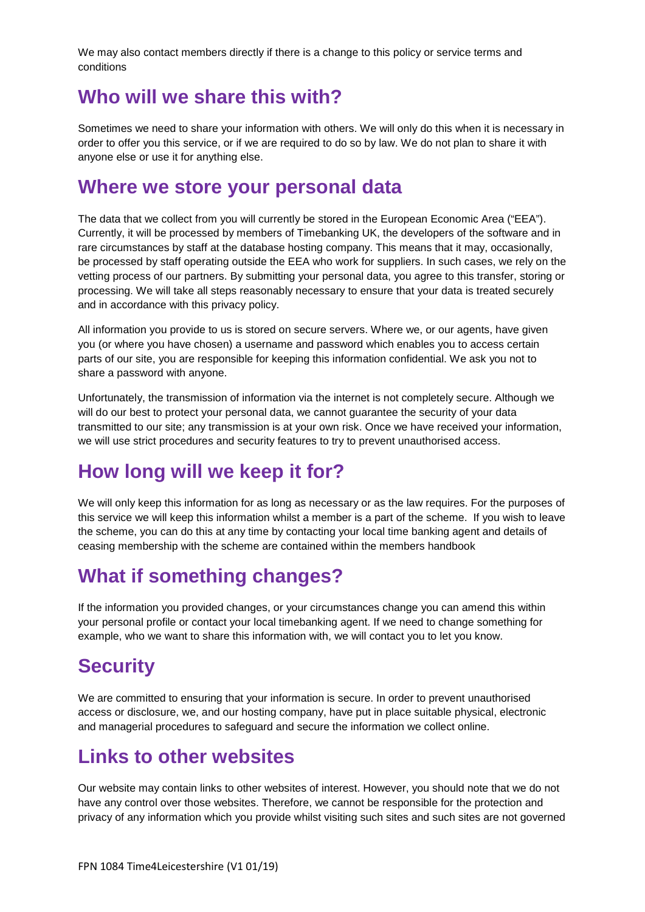We may also contact members directly if there is a change to this policy or service terms and conditions

## Who will we share this with?

Sometimes we need to share your information with others. We will only do this when it is necessary in order to offer you this service, or if we are required to do so by law. We do not plan to share it with anyone else or use it for anything else.

## Where we store your personal data

The data that we collect from you will currently be stored in the European Economic Area ("EEA"). Currently, it will be processed by members of Timebanking UK, the developers of the software and in rare circumstances by staff at the database hosting company. This means that it may, occasionally, be processed by staff operating outside the EEA who work for suppliers. In such cases, we rely on the vetting process of our partners. By submitting your personal data, you agree to this transfer, storing or processing. We will take all steps reasonably necessary to ensure that your data is treated securely and in accordance with this privacy policy.

All information you provide to us is stored on secure servers. Where we, or our agents, have given you (or where you have chosen) a username and password which enables you to access certain parts of our site, you are responsible for keeping this information confidential. We ask you not to share a password with anyone.

Unfortunately, the transmission of information via the internet is not completely secure. Although we will do our best to protect your personal data, we cannot guarantee the security of your data transmitted to our site; any transmission is at your own risk. Once we have received your information, we will use strict procedures and security features to try to prevent unauthorised access.

## How long will we keep it for?

We will only keep this information for as long as necessary or as the law requires. For the purposes of this service we will keep this information whilst a member is a part of the scheme. If you wish to leave the scheme, you can do this at any time by contacting your local time banking agent and details of ceasing membership with the scheme are contained within the members handbook

## What if something changes?

If the information you provided changes, or your circumstances change you can amend this within your personal profile or contact your local timebanking agent. If we need to change something for example, who we want to share this information with, we will contact you to let you know.

## Security

We are committed to ensuring that your information is secure. In order to prevent unauthorised access or disclosure, we, and our hosting company, have put in place suitable physical, electronic and managerial procedures to safeguard and secure the information we collect online.

## Links to other websites

Our website may contain links to other websites of interest. However, you should note that we do not have any control over those websites. Therefore, we cannot be responsible for the protection and privacy of any information which you provide whilst visiting such sites and such sites are not governed

FPN 1084 Time4Leicestershire (V1 01/19)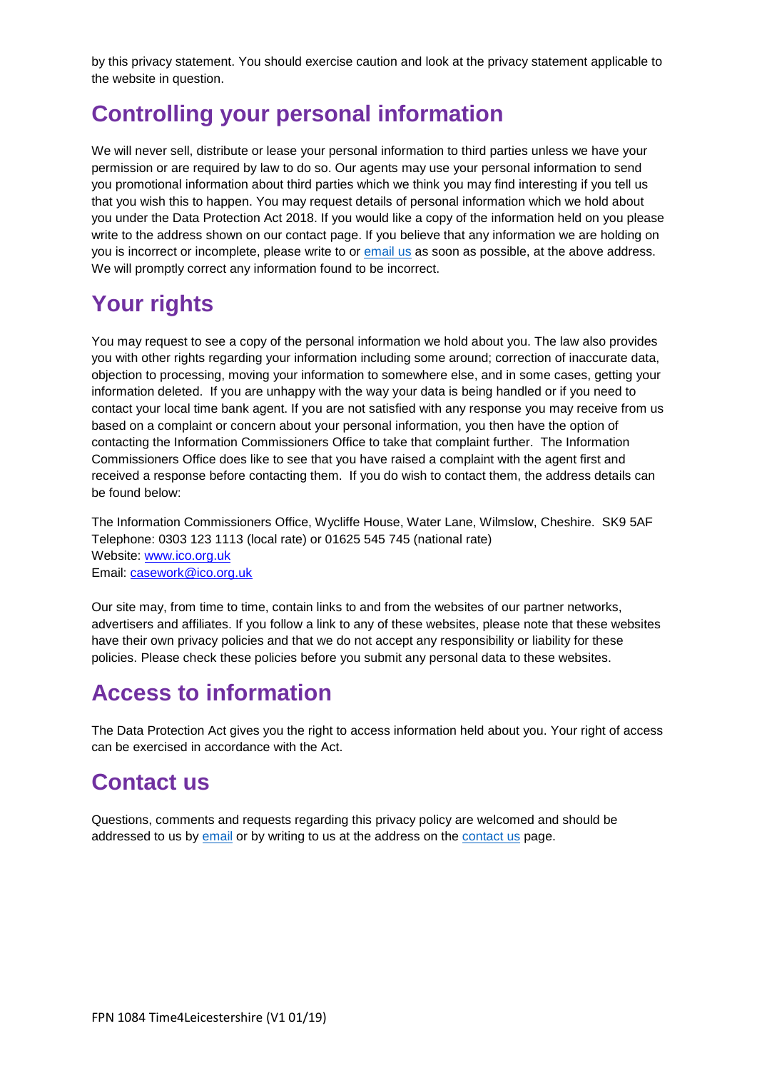by this privacy statement. You should exercise caution and look at the privacy statement applicable to the website in question.

## Controlling your personal information

We will never sell, distribute or lease your personal information to third parties unless we have your permission or are required by law to do so. Our agents may use your personal information to send you promotional information about third parties which we think you may find interesting if you tell us that you wish this to happen. You may request details of personal information which we hold about you under the Data Protection Act 2018. If you would like a copy of the information held on you please write to the address shown on our contact page. If you believe that any information we are holding on you is incorrect or incomplete, please write to or email us as soon as possible, at the above address. We will promptly correct any information found to be incorrect.

## Your rights

You may request to see a copy of the personal information we hold about you. The law also provides you with other rights regarding your information including some around; correction of inaccurate data, objection to processing, moving your information to somewhere else, and in some cases, getting your information deleted. If you are unhappy with the way your data is being handled or if you need to contact your local time bank agent. If you are not satisfied with any response you may receive from us based on a complaint or concern about your personal information, you then have the option of contacting the Information Commissioners Office to take that complaint further. The Information Commissioners Office does like to see that you have raised a complaint with the agent first and received a response before contacting them. If you do wish to contact them, the address details can be found below:

The Information Commissioners Office, Wycliffe House, Water Lane, Wilmslow, Cheshire. SK9 5AF
Telephone: 0303 123 1113 (local rate) or 01625 545 745 (national rate)
Website: www.ico.org.uk
Email: casework@ico.org.uk

Our site may, from time to time, contain links to and from the websites of our partner networks, advertisers and affiliates. If you follow a link to any of these websites, please note that these websites have their own privacy policies and that we do not accept any responsibility or liability for these policies. Please check these policies before you submit any personal data to these websites.

## Access to information

The Data Protection Act gives you the right to access information held about you. Your right of access can be exercised in accordance with the Act.

## Contact us

Questions, comments and requests regarding this privacy policy are welcomed and should be addressed to us by email or by writing to us at the address on the contact us page.

FPN 1084 Time4Leicestershire (V1 01/19)